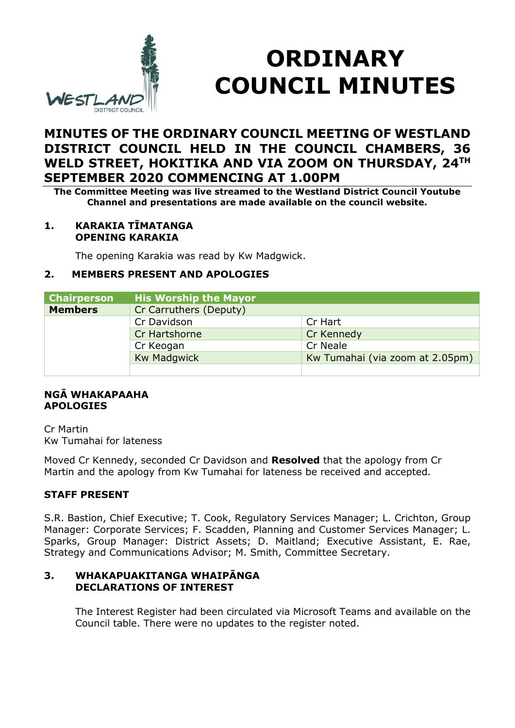# ORDINARY COUNCIL MINUTES

## MINUTES OF THE ORDINARY COUNCIL MEETING OF WESTLAND DISTRICT COUNCIL HELD IN THE COUNCIL CHAMBERS, 36 WELD STREET, HOKITIKA AND VIA ZOOM ON THURSDAY, 24TH SEPTEMBER 2020 COMMENCING AT 1.00PM

**The Committee Meeting was live streamed to the Westland District Council Youtube Channel and presentations are made available on the council website.**

### 1. KARAKIA TĪMATANGA OPENING KARAKIA

The opening Karakia was read by Kw Madgwick.

### 2. MEMBERS PRESENT AND APOLOGIES

| Chairperson | His Worship the Mayor | |
|---|---|---|
| **Members** | Cr Carruthers (Deputy) | |
| | Cr Davidson | Cr Hart |
| | Cr Hartshorne | Cr Kennedy |
| | Cr Keogan | Cr Neale |
| | Kw Madgwick | Kw Tumahai (via zoom at 2.05pm) |

#### NGĀ WHAKAPAAHA APOLOGIES

Cr Martin
Kw Tumahai for lateness

Moved Cr Kennedy, seconded Cr Davidson and **Resolved** that the apology from Cr Martin and the apology from Kw Tumahai for lateness be received and accepted.

#### STAFF PRESENT

S.R. Bastion, Chief Executive; T. Cook, Regulatory Services Manager; L. Crichton, Group Manager: Corporate Services; F. Scadden, Planning and Customer Services Manager; L. Sparks, Group Manager: District Assets; D. Maitland; Executive Assistant, E. Rae, Strategy and Communications Advisor; M. Smith, Committee Secretary.

### 3. WHAKAPUAKITANGA WHAIPĀNGA DECLARATIONS OF INTEREST

The Interest Register had been circulated via Microsoft Teams and available on the Council table. There were no updates to the register noted.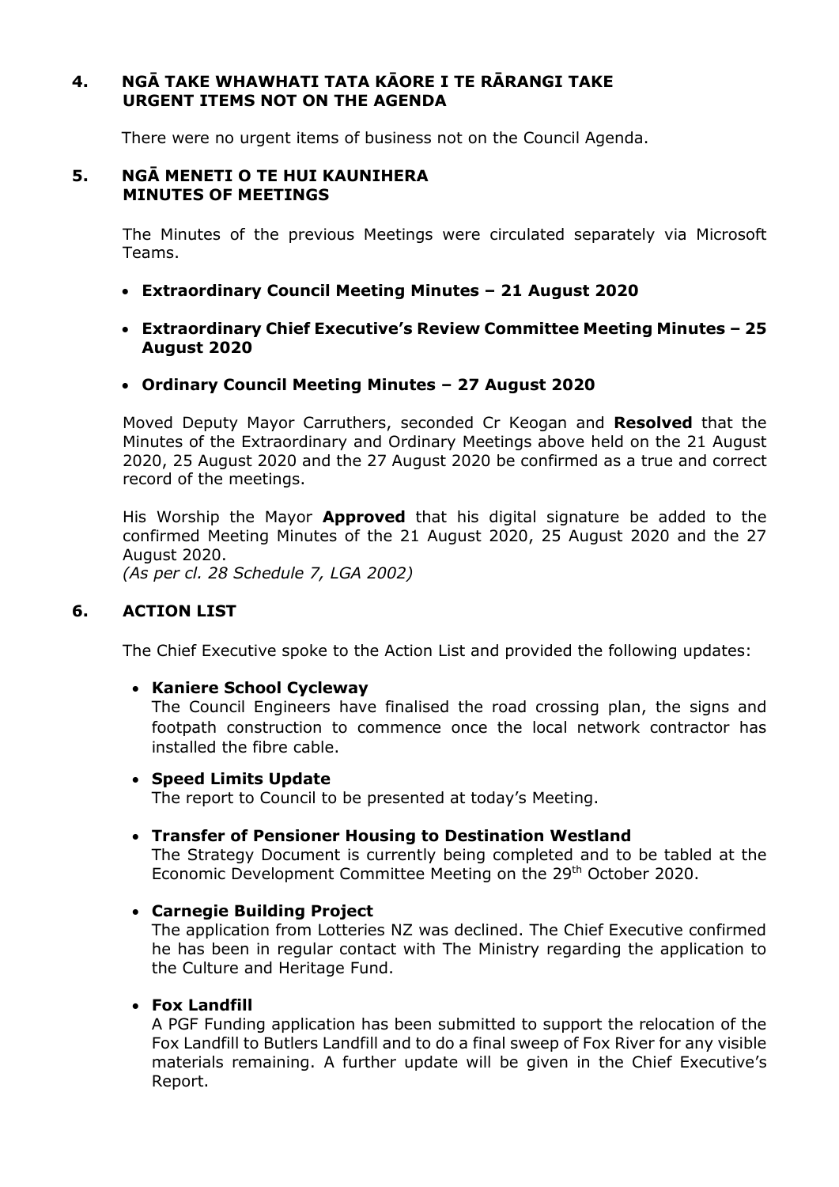## 4. NGĀ TAKE WHAWHATI TATA KĀORE I TE RĀRANGI TAKE URGENT ITEMS NOT ON THE AGENDA

There were no urgent items of business not on the Council Agenda.

## 5. NGĀ MENETI O TE HUI KAUNIHERA MINUTES OF MEETINGS

The Minutes of the previous Meetings were circulated separately via Microsoft Teams.

- **Extraordinary Council Meeting Minutes – 21 August 2020**
- **Extraordinary Chief Executive's Review Committee Meeting Minutes – 25 August 2020**
- **Ordinary Council Meeting Minutes – 27 August 2020**

Moved Deputy Mayor Carruthers, seconded Cr Keogan and **Resolved** that the Minutes of the Extraordinary and Ordinary Meetings above held on the 21 August 2020, 25 August 2020 and the 27 August 2020 be confirmed as a true and correct record of the meetings.

His Worship the Mayor **Approved** that his digital signature be added to the confirmed Meeting Minutes of the 21 August 2020, 25 August 2020 and the 27 August 2020.
*(As per cl. 28 Schedule 7, LGA 2002)*

## 6. ACTION LIST

The Chief Executive spoke to the Action List and provided the following updates:

- **Kaniere School Cycleway**
  The Council Engineers have finalised the road crossing plan, the signs and footpath construction to commence once the local network contractor has installed the fibre cable.

- **Speed Limits Update**
  The report to Council to be presented at today's Meeting.

- **Transfer of Pensioner Housing to Destination Westland**
  The Strategy Document is currently being completed and to be tabled at the Economic Development Committee Meeting on the 29th October 2020.

- **Carnegie Building Project**
  The application from Lotteries NZ was declined. The Chief Executive confirmed he has been in regular contact with The Ministry regarding the application to the Culture and Heritage Fund.

- **Fox Landfill**
  A PGF Funding application has been submitted to support the relocation of the Fox Landfill to Butlers Landfill and to do a final sweep of Fox River for any visible materials remaining. A further update will be given in the Chief Executive's Report.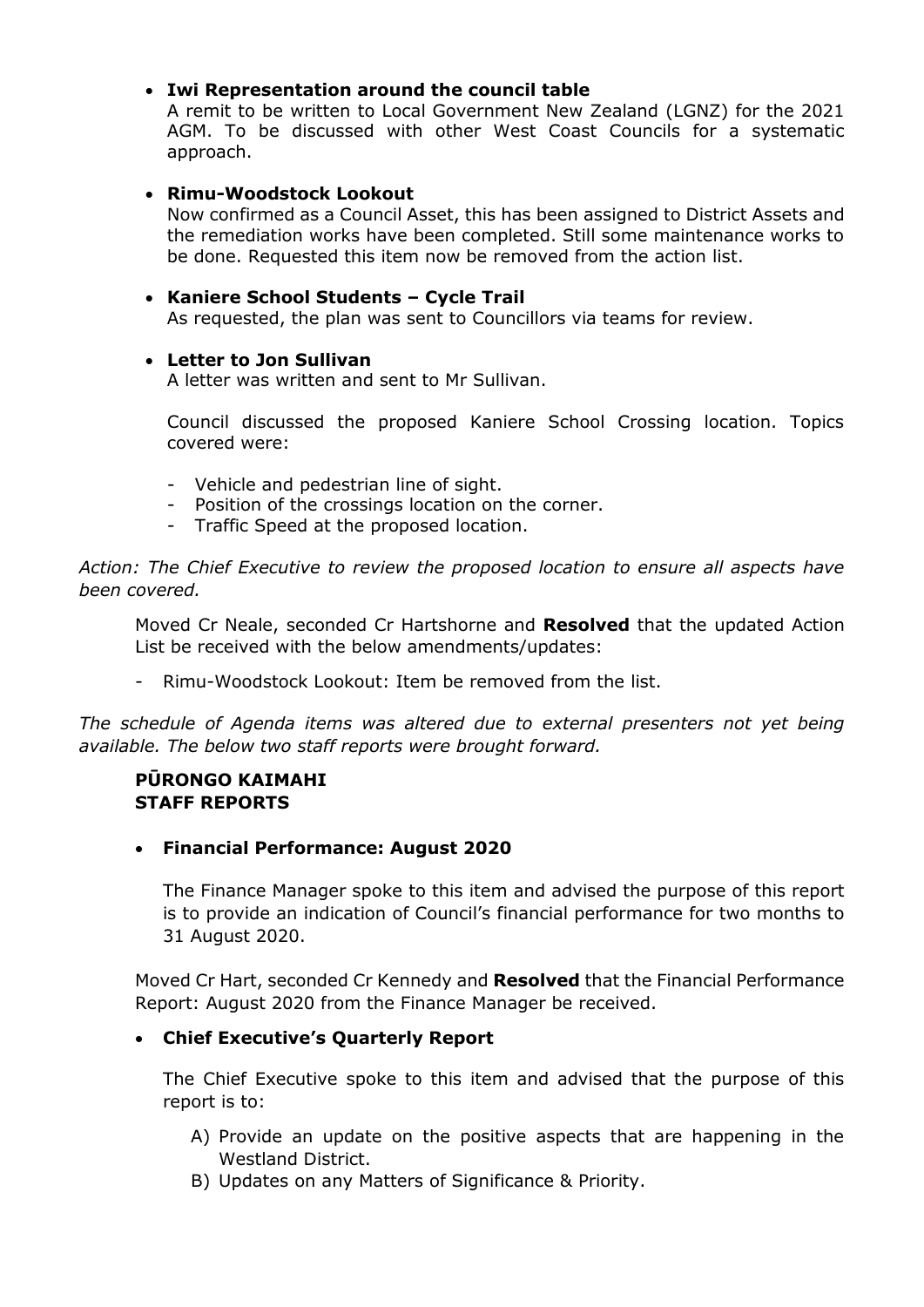- **Iwi Representation around the council table**

  A remit to be written to Local Government New Zealand (LGNZ) for the 2021 AGM. To be discussed with other West Coast Councils for a systematic approach.

- **Rimu-Woodstock Lookout**

  Now confirmed as a Council Asset, this has been assigned to District Assets and the remediation works have been completed. Still some maintenance works to be done. Requested this item now be removed from the action list.

- **Kaniere School Students – Cycle Trail**

  As requested, the plan was sent to Councillors via teams for review.

- **Letter to Jon Sullivan**

  A letter was written and sent to Mr Sullivan.

  Council discussed the proposed Kaniere School Crossing location. Topics covered were:

  - Vehicle and pedestrian line of sight.
  - Position of the crossings location on the corner.
  - Traffic Speed at the proposed location.

*Action: The Chief Executive to review the proposed location to ensure all aspects have been covered.*

Moved Cr Neale, seconded Cr Hartshorne and **Resolved** that the updated Action List be received with the below amendments/updates:

- Rimu-Woodstock Lookout: Item be removed from the list.

*The schedule of Agenda items was altered due to external presenters not yet being available. The below two staff reports were brought forward.*

## PŪRONGO KAIMAHI
## STAFF REPORTS

- **Financial Performance: August 2020**

  The Finance Manager spoke to this item and advised the purpose of this report is to provide an indication of Council's financial performance for two months to 31 August 2020.

Moved Cr Hart, seconded Cr Kennedy and **Resolved** that the Financial Performance Report: August 2020 from the Finance Manager be received.

- **Chief Executive's Quarterly Report**

  The Chief Executive spoke to this item and advised that the purpose of this report is to:

  A) Provide an update on the positive aspects that are happening in the Westland District.
  B) Updates on any Matters of Significance & Priority.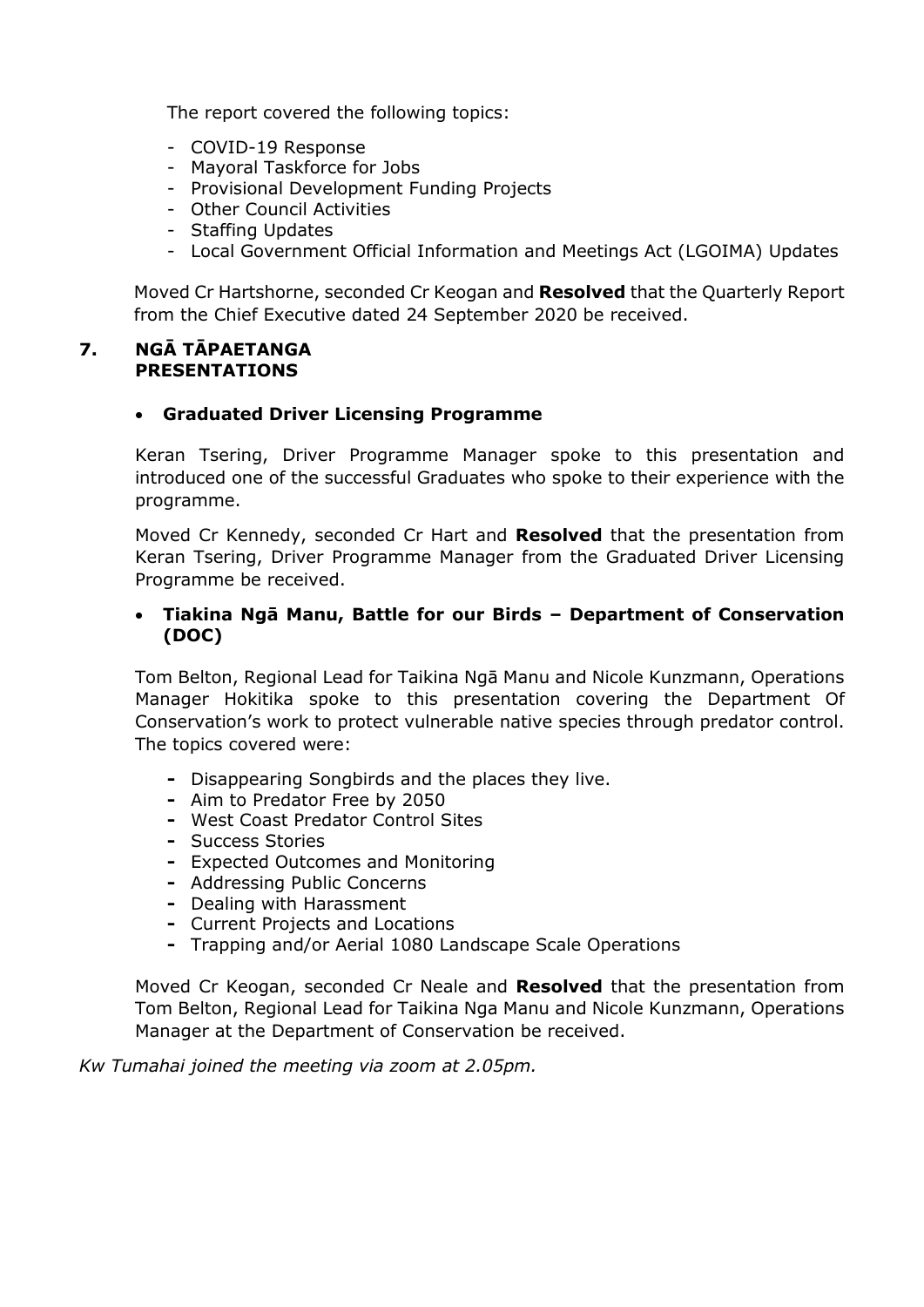The report covered the following topics:

- COVID-19 Response
- Mayoral Taskforce for Jobs
- Provisional Development Funding Projects
- Other Council Activities
- Staffing Updates
- Local Government Official Information and Meetings Act (LGOIMA) Updates

Moved Cr Hartshorne, seconded Cr Keogan and **Resolved** that the Quarterly Report from the Chief Executive dated 24 September 2020 be received.

## 7. NGĀ TĀPAETANGA PRESENTATIONS

- **Graduated Driver Licensing Programme**

Keran Tsering, Driver Programme Manager spoke to this presentation and introduced one of the successful Graduates who spoke to their experience with the programme.

Moved Cr Kennedy, seconded Cr Hart and **Resolved** that the presentation from Keran Tsering, Driver Programme Manager from the Graduated Driver Licensing Programme be received.

- **Tiakina Ngā Manu, Battle for our Birds – Department of Conservation (DOC)**

Tom Belton, Regional Lead for Taikina Ngā Manu and Nicole Kunzmann, Operations Manager Hokitika spoke to this presentation covering the Department Of Conservation's work to protect vulnerable native species through predator control. The topics covered were:

- Disappearing Songbirds and the places they live.
- Aim to Predator Free by 2050
- West Coast Predator Control Sites
- Success Stories
- Expected Outcomes and Monitoring
- Addressing Public Concerns
- Dealing with Harassment
- Current Projects and Locations
- Trapping and/or Aerial 1080 Landscape Scale Operations

Moved Cr Keogan, seconded Cr Neale and **Resolved** that the presentation from Tom Belton, Regional Lead for Taikina Nga Manu and Nicole Kunzmann, Operations Manager at the Department of Conservation be received.

*Kw Tumahai joined the meeting via zoom at 2.05pm.*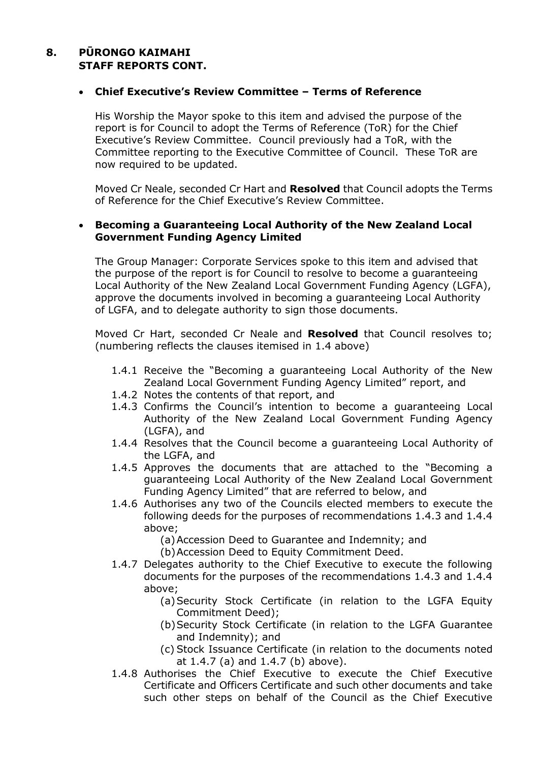## 8. PŪRONGO KAIMAHI STAFF REPORTS CONT.

- **Chief Executive's Review Committee – Terms of Reference**

  His Worship the Mayor spoke to this item and advised the purpose of the report is for Council to adopt the Terms of Reference (ToR) for the Chief Executive's Review Committee. Council previously had a ToR, with the Committee reporting to the Executive Committee of Council. These ToR are now required to be updated.

  Moved Cr Neale, seconded Cr Hart and **Resolved** that Council adopts the Terms of Reference for the Chief Executive's Review Committee.

- **Becoming a Guaranteeing Local Authority of the New Zealand Local Government Funding Agency Limited**

  The Group Manager: Corporate Services spoke to this item and advised that the purpose of the report is for Council to resolve to become a guaranteeing Local Authority of the New Zealand Local Government Funding Agency (LGFA), approve the documents involved in becoming a guaranteeing Local Authority of LGFA, and to delegate authority to sign those documents.

  Moved Cr Hart, seconded Cr Neale and **Resolved** that Council resolves to; (numbering reflects the clauses itemised in 1.4 above)

  1.4.1 Receive the "Becoming a guaranteeing Local Authority of the New Zealand Local Government Funding Agency Limited" report, and
  1.4.2 Notes the contents of that report, and
  1.4.3 Confirms the Council's intention to become a guaranteeing Local Authority of the New Zealand Local Government Funding Agency (LGFA), and
  1.4.4 Resolves that the Council become a guaranteeing Local Authority of the LGFA, and
  1.4.5 Approves the documents that are attached to the "Becoming a guaranteeing Local Authority of the New Zealand Local Government Funding Agency Limited" that are referred to below, and
  1.4.6 Authorises any two of the Councils elected members to execute the following deeds for the purposes of recommendations 1.4.3 and 1.4.4 above;
  - (a) Accession Deed to Guarantee and Indemnity; and
  - (b) Accession Deed to Equity Commitment Deed.

  1.4.7 Delegates authority to the Chief Executive to execute the following documents for the purposes of the recommendations 1.4.3 and 1.4.4 above;
  - (a) Security Stock Certificate (in relation to the LGFA Equity Commitment Deed);
  - (b) Security Stock Certificate (in relation to the LGFA Guarantee and Indemnity); and
  - (c) Stock Issuance Certificate (in relation to the documents noted at 1.4.7 (a) and 1.4.7 (b) above).

  1.4.8 Authorises the Chief Executive to execute the Chief Executive Certificate and Officers Certificate and such other documents and take such other steps on behalf of the Council as the Chief Executive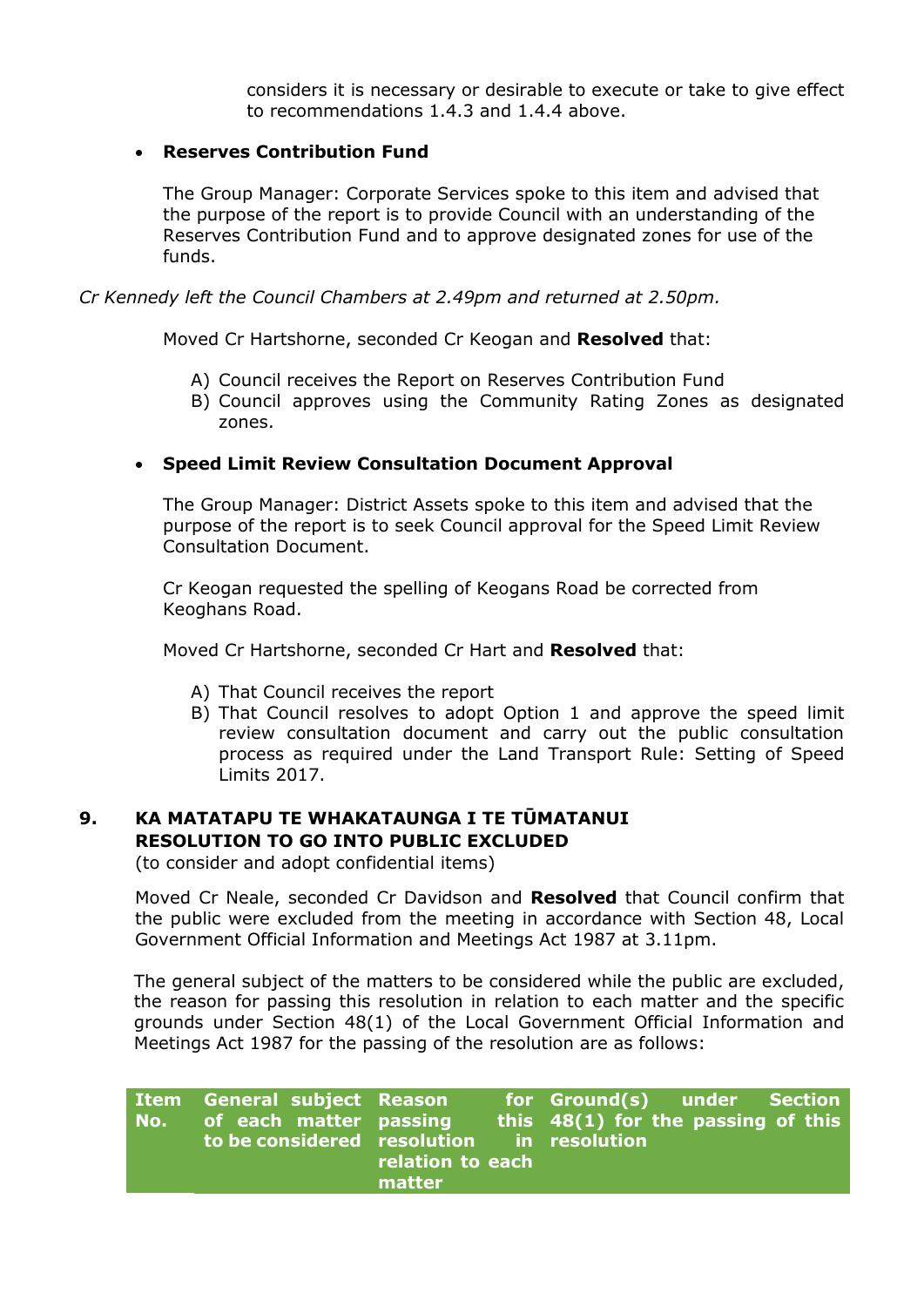considers it is necessary or desirable to execute or take to give effect to recommendations 1.4.3 and 1.4.4 above.

- **Reserves Contribution Fund**

The Group Manager: Corporate Services spoke to this item and advised that the purpose of the report is to provide Council with an understanding of the Reserves Contribution Fund and to approve designated zones for use of the funds.

*Cr Kennedy left the Council Chambers at 2.49pm and returned at 2.50pm.*

Moved Cr Hartshorne, seconded Cr Keogan and **Resolved** that:

A) Council receives the Report on Reserves Contribution Fund
B) Council approves using the Community Rating Zones as designated zones.

- **Speed Limit Review Consultation Document Approval**

The Group Manager: District Assets spoke to this item and advised that the purpose of the report is to seek Council approval for the Speed Limit Review Consultation Document.

Cr Keogan requested the spelling of Keogans Road be corrected from Keoghans Road.

Moved Cr Hartshorne, seconded Cr Hart and **Resolved** that:

A) That Council receives the report
B) That Council resolves to adopt Option 1 and approve the speed limit review consultation document and carry out the public consultation process as required under the Land Transport Rule: Setting of Speed Limits 2017.

## 9. KA MATATAPU TE WHAKATAUNGA I TE TŪMATANUI RESOLUTION TO GO INTO PUBLIC EXCLUDED

(to consider and adopt confidential items)

Moved Cr Neale, seconded Cr Davidson and **Resolved** that Council confirm that the public were excluded from the meeting in accordance with Section 48, Local Government Official Information and Meetings Act 1987 at 3.11pm.

The general subject of the matters to be considered while the public are excluded, the reason for passing this resolution in relation to each matter and the specific grounds under Section 48(1) of the Local Government Official Information and Meetings Act 1987 for the passing of the resolution are as follows:

| Item No. | General subject of each matter to be considered | Reason for passing this resolution in relation to each matter | Ground(s) under Section 48(1) for the passing of this resolution |
|---|---|---|---|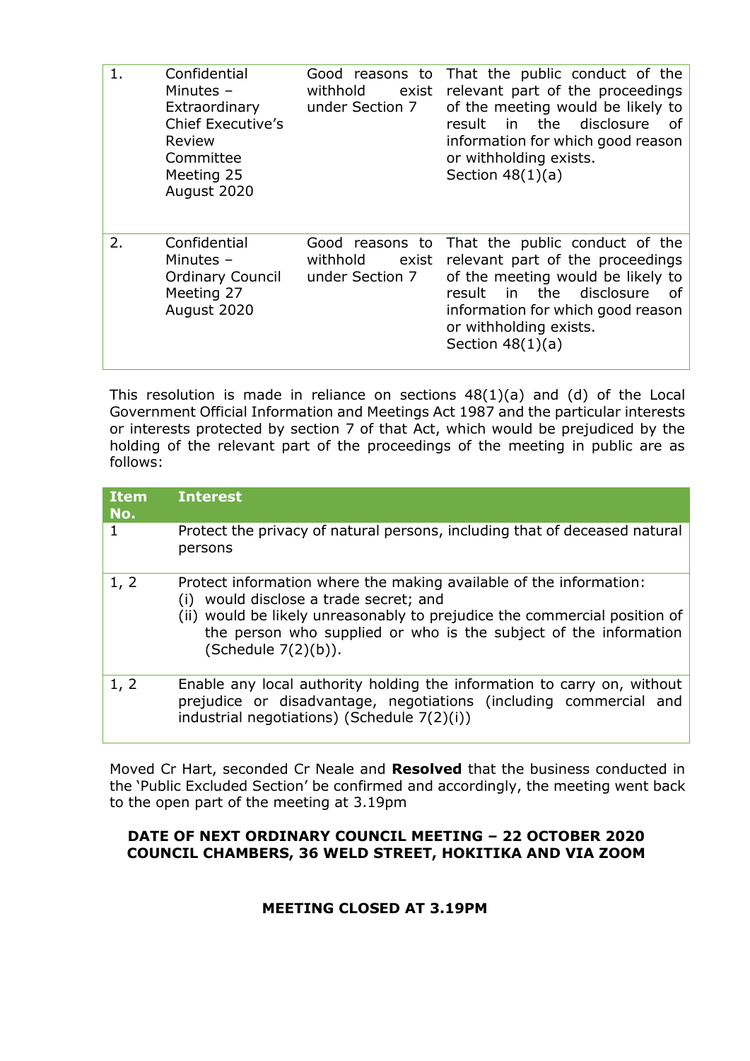| | | | |
|---|---|---|---|
| 1. | Confidential Minutes – Extraordinary Chief Executive's Review Committee Meeting 25 August 2020 | Good reasons to withhold exist under Section 7 | That the public conduct of the relevant part of the proceedings of the meeting would be likely to result in the disclosure of information for which good reason or withholding exists. Section 48(1)(a) |
| 2. | Confidential Minutes – Ordinary Council Meeting 27 August 2020 | Good reasons to withhold exist under Section 7 | That the public conduct of the relevant part of the proceedings of the meeting would be likely to result in the disclosure of information for which good reason or withholding exists. Section 48(1)(a) |

This resolution is made in reliance on sections 48(1)(a) and (d) of the Local Government Official Information and Meetings Act 1987 and the particular interests or interests protected by section 7 of that Act, which would be prejudiced by the holding of the relevant part of the proceedings of the meeting in public are as follows:

| Item No. | Interest |
|---|---|
| 1 | Protect the privacy of natural persons, including that of deceased natural persons |
| 1, 2 | Protect information where the making available of the information: (i) would disclose a trade secret; and (ii) would be likely unreasonably to prejudice the commercial position of the person who supplied or who is the subject of the information (Schedule 7(2)(b)). |
| 1, 2 | Enable any local authority holding the information to carry on, without prejudice or disadvantage, negotiations (including commercial and industrial negotiations) (Schedule 7(2)(i)) |

Moved Cr Hart, seconded Cr Neale and **Resolved** that the business conducted in the 'Public Excluded Section' be confirmed and accordingly, the meeting went back to the open part of the meeting at 3.19pm

**DATE OF NEXT ORDINARY COUNCIL MEETING – 22 OCTOBER 2020**
**COUNCIL CHAMBERS, 36 WELD STREET, HOKITIKA AND VIA ZOOM**

**MEETING CLOSED AT 3.19PM**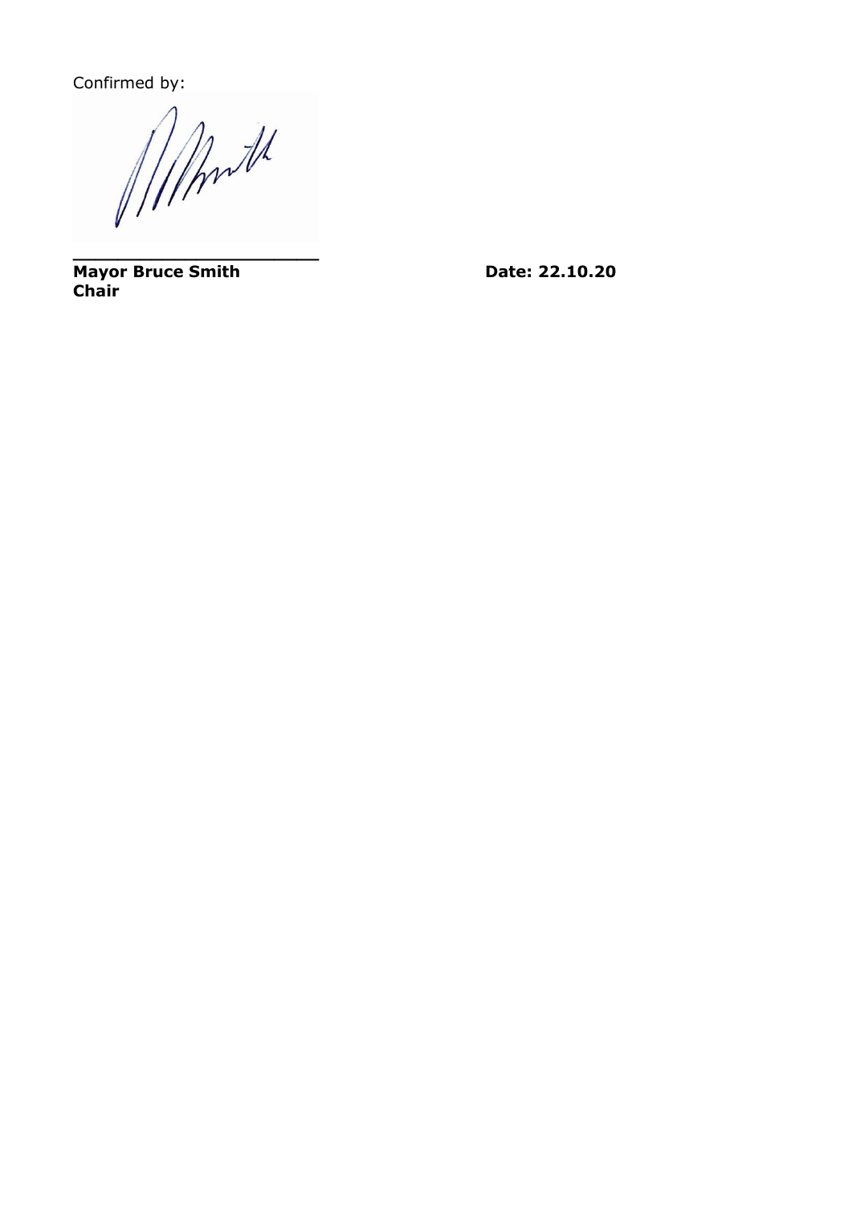Confirmed by:

\_\_\_\_\_\_\_\_\_\_\_\_\_\_\_\_\_\_\_\_\_\_

**Mayor Bruce Smith**
**Chair**

**Date: 22.10.20**